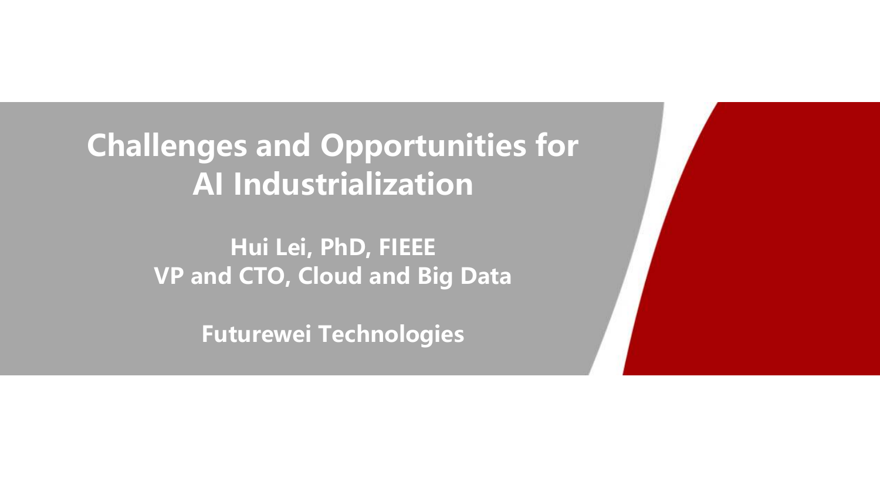# Challenges and Opportunities for AI Industrialization

**Hui Lei, PhD, FIEEE**
**VP and CTO, Cloud and Big Data**

**Futurewei Technologies**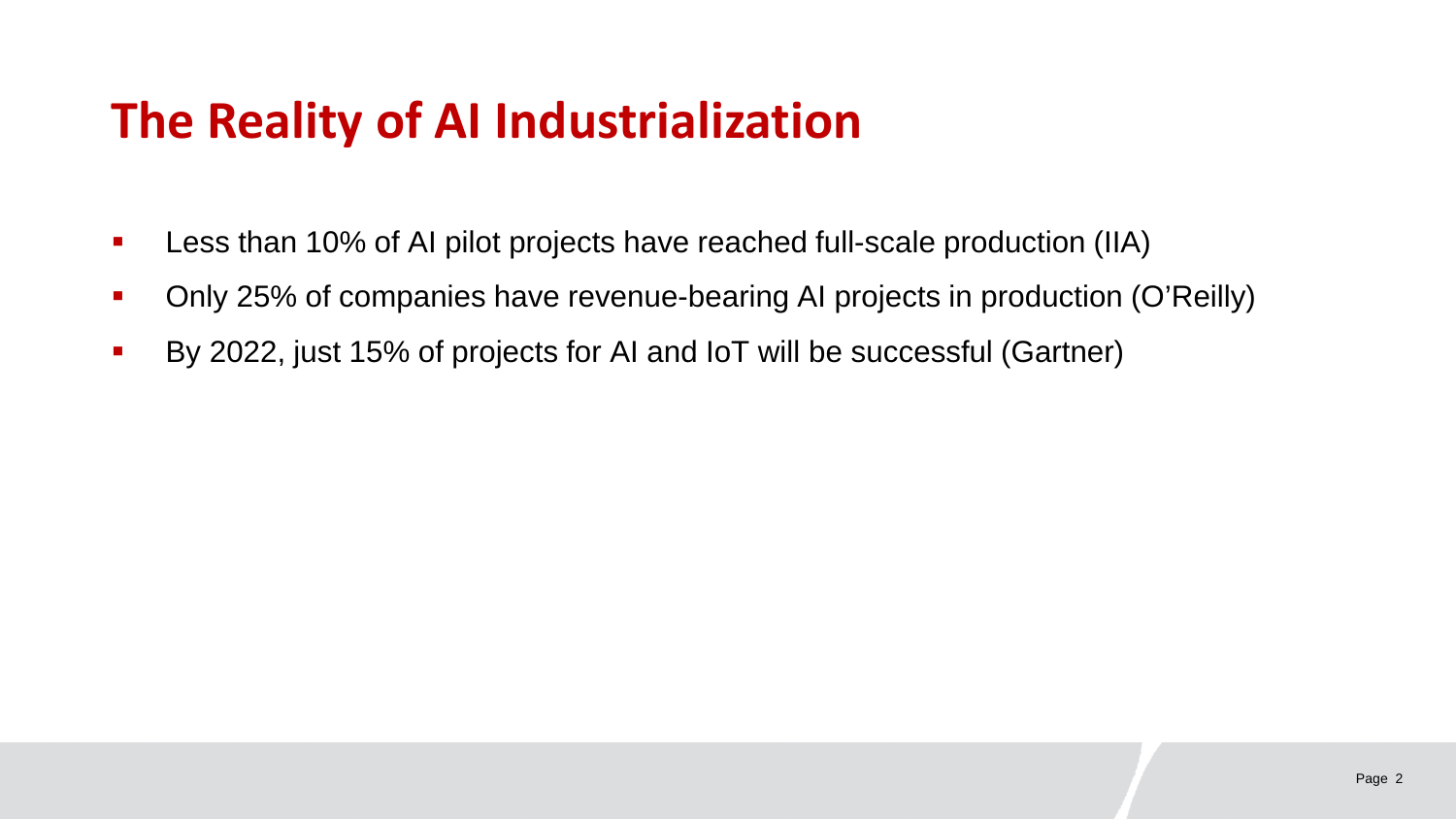# The Reality of AI Industrialization

- Less than 10% of AI pilot projects have reached full-scale production (IIA)
- Only 25% of companies have revenue-bearing AI projects in production (O'Reilly)
- By 2022, just 15% of projects for AI and IoT will be successful (Gartner)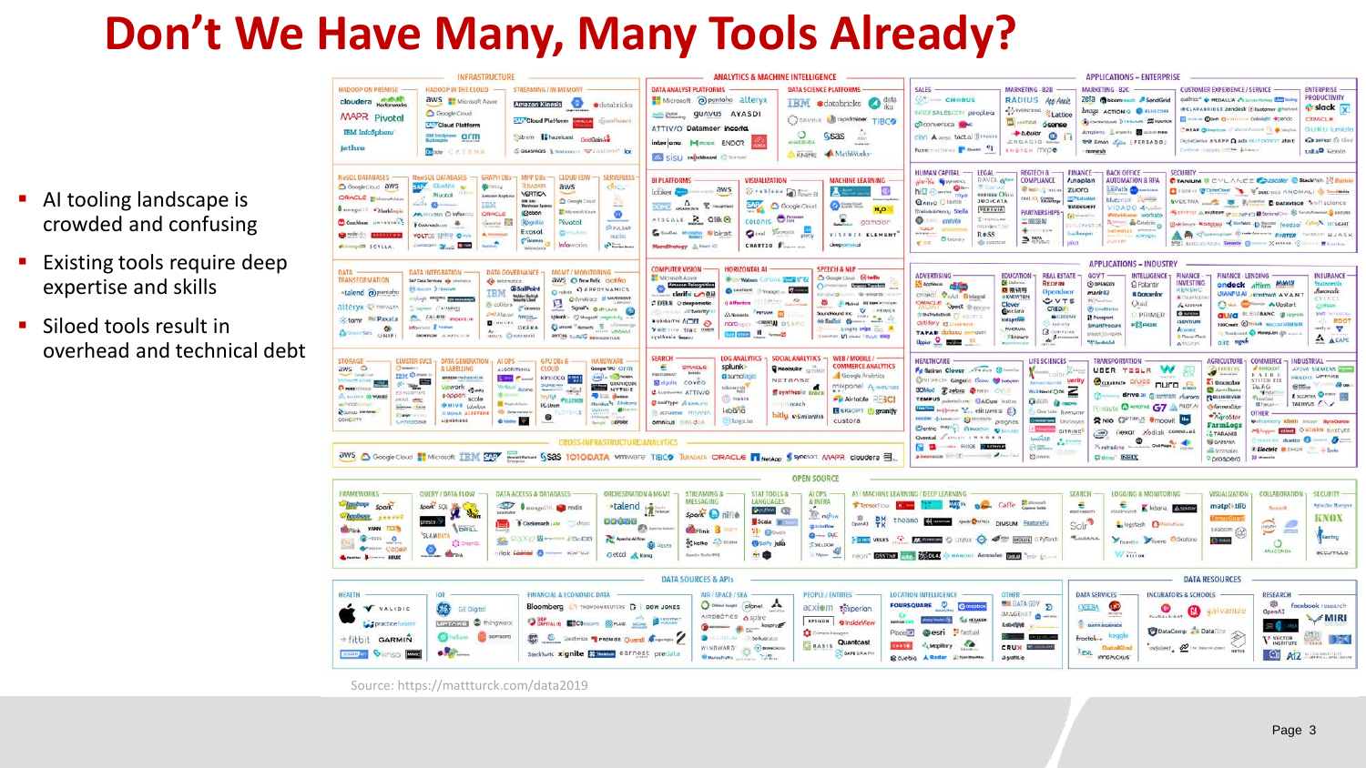# Don't We Have Many, Many Tools Already?

- AI tooling landscape is crowded and confusing
- Existing tools require deep expertise and skills
- Siloed tools result in overhead and technical debt

Source: https://mattturck.com/data2019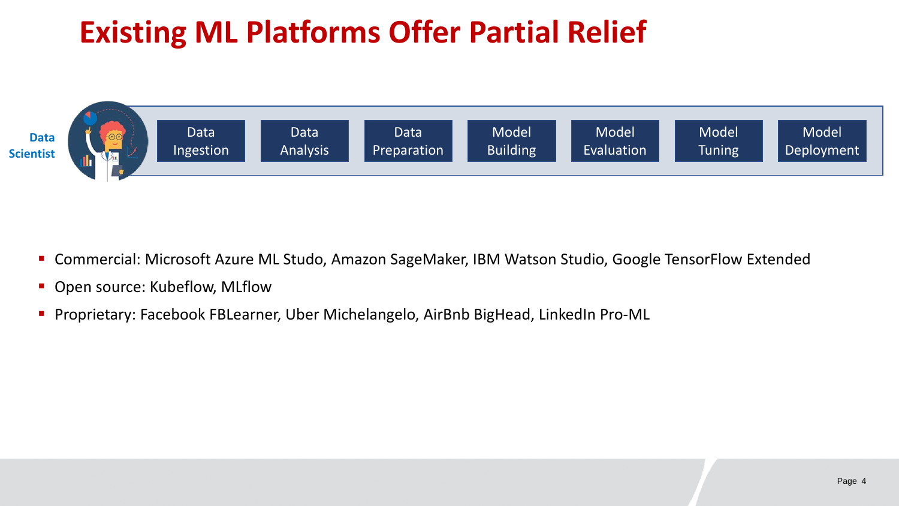# Existing ML Platforms Offer Partial Relief

**Data Scientist**

Data Ingestion → Data Analysis → Data Preparation → Model Building → Model Evaluation → Model Tuning → Model Deployment

- Commercial: Microsoft Azure ML Studo, Amazon SageMaker, IBM Watson Studio, Google TensorFlow Extended
- Open source: Kubeflow, MLflow
- Proprietary: Facebook FBLearner, Uber Michelangelo, AirBnb BigHead, LinkedIn Pro-ML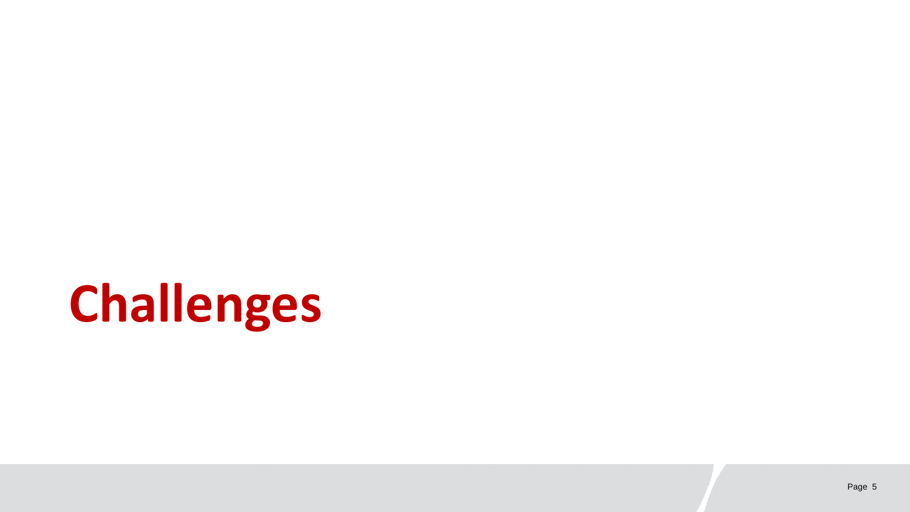# Challenges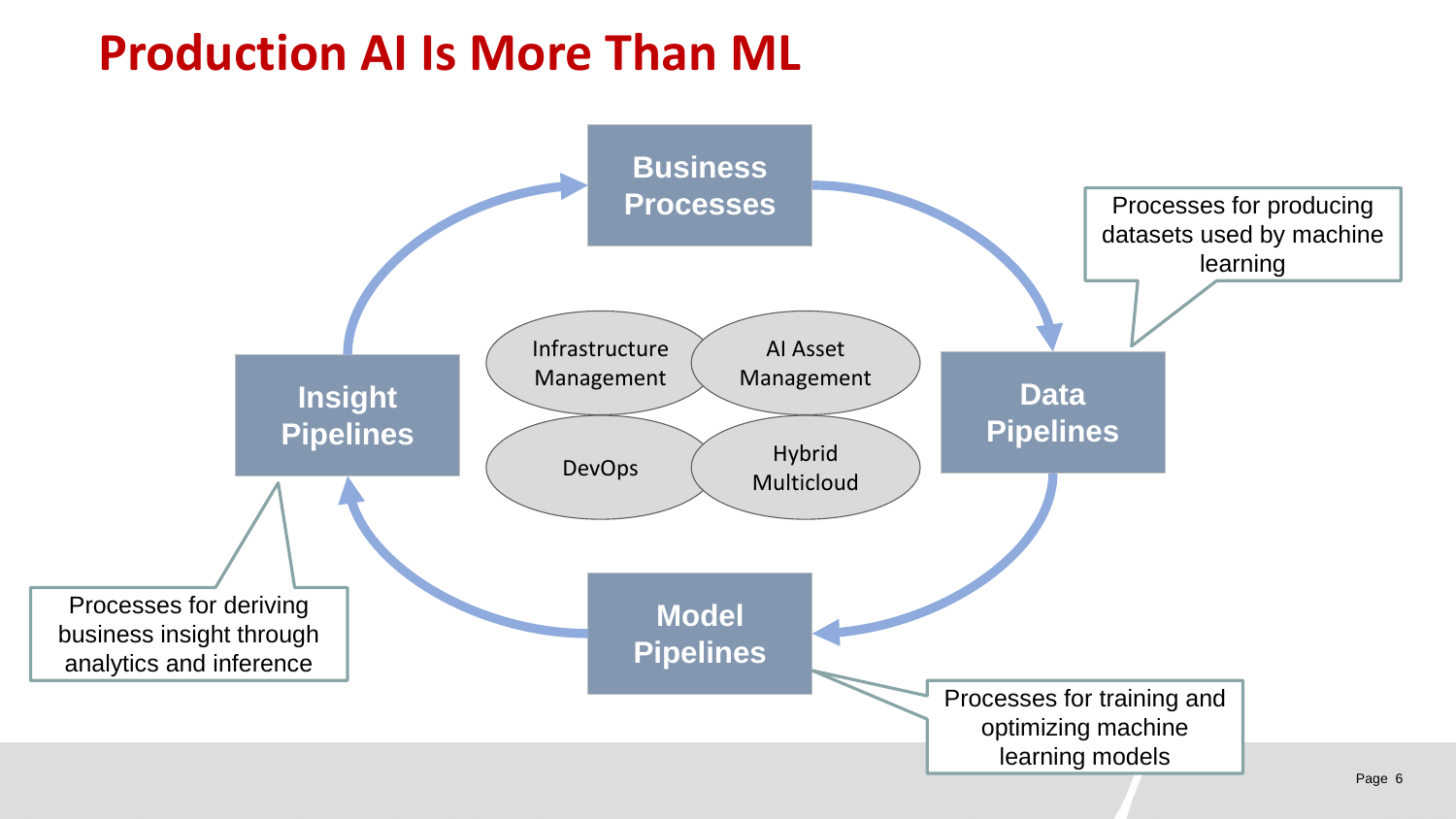# Production AI Is More Than ML

**Business Processes**

**Data Pipelines** — Processes for producing datasets used by machine learning

**Model Pipelines** — Processes for training and optimizing machine learning models

**Insight Pipelines** — Processes for deriving business insight through analytics and inference

- Infrastructure Management
- AI Asset Management
- DevOps
- Hybrid Multicloud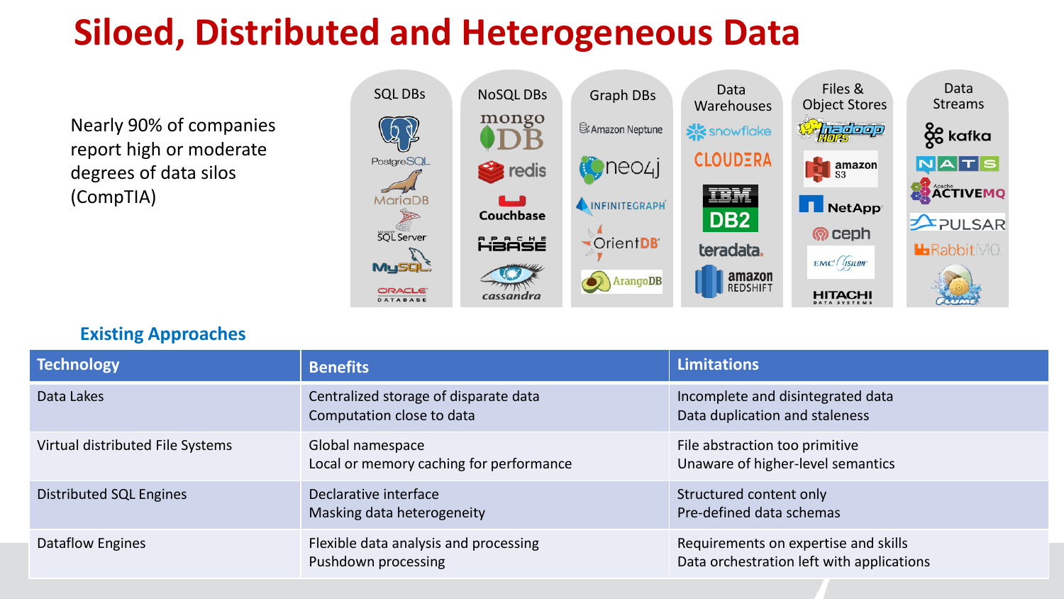# Siloed, Distributed and Heterogeneous Data

Nearly 90% of companies report high or moderate degrees of data silos (CompTIA)

| SQL DBs | NoSQL DBs | Graph DBs | Data Warehouses | Files & Object Stores | Data Streams |
|---|---|---|---|---|---|
| PostgreSQL | mongoDB | Amazon Neptune | snowflake | hadoop HDFS | kafka |
| MariaDB | redis | neo4j | CLOUDERA | amazon S3 | NATS |
| SQL Server | Couchbase | INFINITEGRAPH | IBM DB2 | NetApp | Apache ACTIVEMQ |
| MySQL | HBASE | OrientDB | teradata. | ceph | PULSAR |
| ORACLE DATABASE | cassandra | ArangoDB | amazon REDSHIFT | EMC ISILON | RabbitMQ |
| | | | | HITACHI DATA SYSTEMS | FLUME |

## Existing Approaches

| Technology | Benefits | Limitations |
|---|---|---|
| Data Lakes | Centralized storage of disparate data<br>Computation close to data | Incomplete and disintegrated data<br>Data duplication and staleness |
| Virtual distributed File Systems | Global namespace<br>Local or memory caching for performance | File abstraction too primitive<br>Unaware of higher-level semantics |
| Distributed SQL Engines | Declarative interface<br>Masking data heterogeneity | Structured content only<br>Pre-defined data schemas |
| Dataflow Engines | Flexible data analysis and processing<br>Pushdown processing | Requirements on expertise and skills<br>Data orchestration left with applications |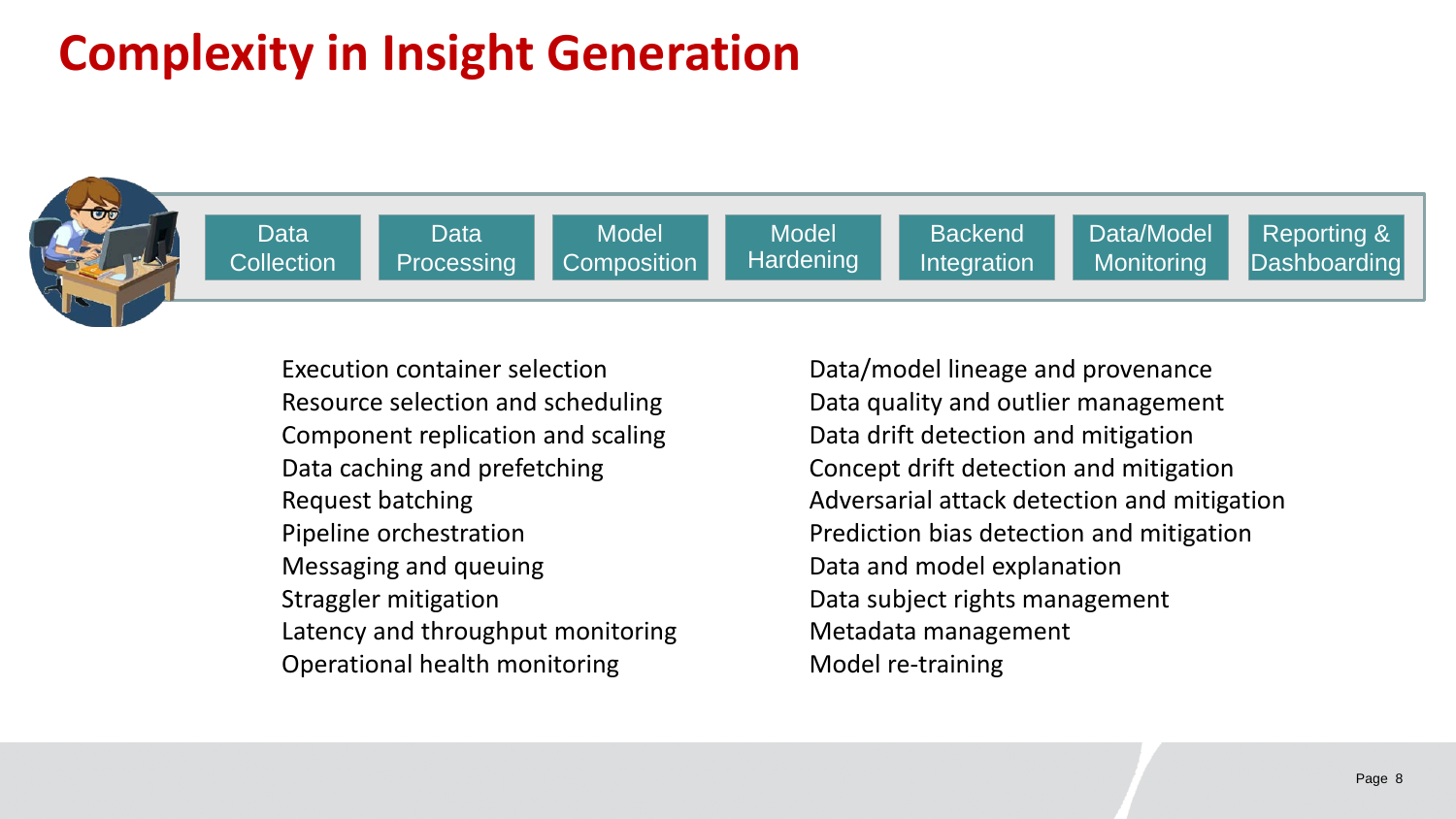# Complexity in Insight Generation

Data Collection → Data Processing → Model Composition → Model Hardening → Backend Integration → Data/Model Monitoring → Reporting & Dashboarding

- Execution container selection
- Resource selection and scheduling
- Component replication and scaling
- Data caching and prefetching
- Request batching
- Pipeline orchestration
- Messaging and queuing
- Straggler mitigation
- Latency and throughput monitoring
- Operational health monitoring

- Data/model lineage and provenance
- Data quality and outlier management
- Data drift detection and mitigation
- Concept drift detection and mitigation
- Adversarial attack detection and mitigation
- Prediction bias detection and mitigation
- Data and model explanation
- Data subject rights management
- Metadata management
- Model re-training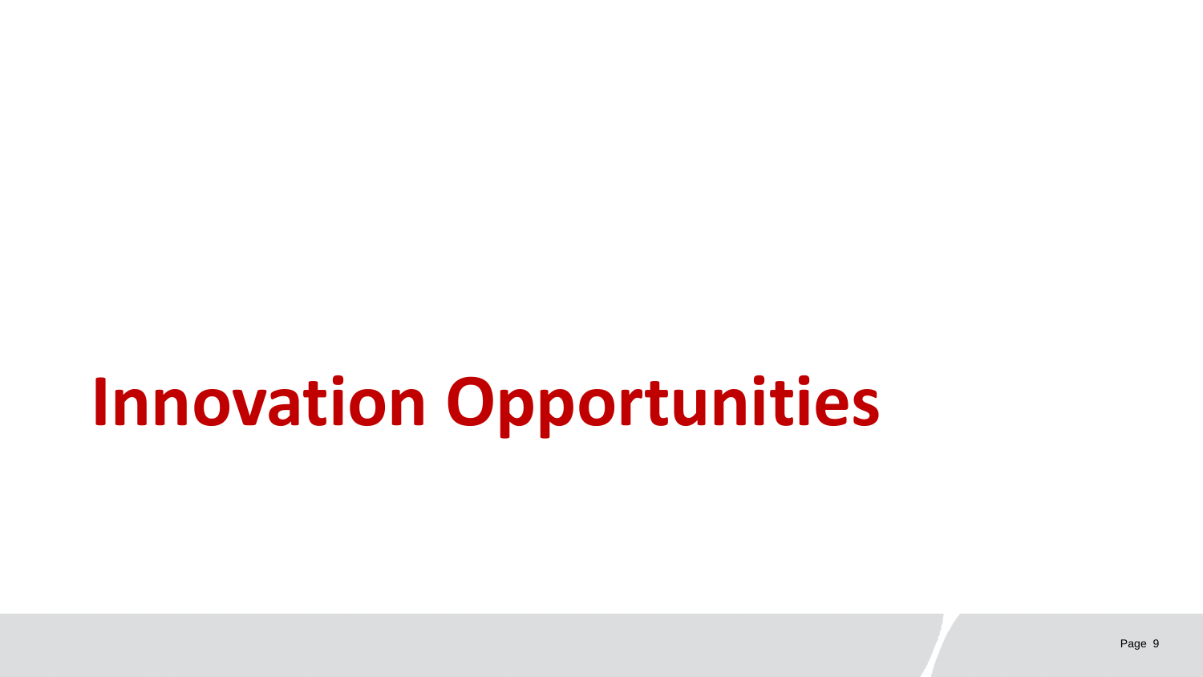# Innovation Opportunities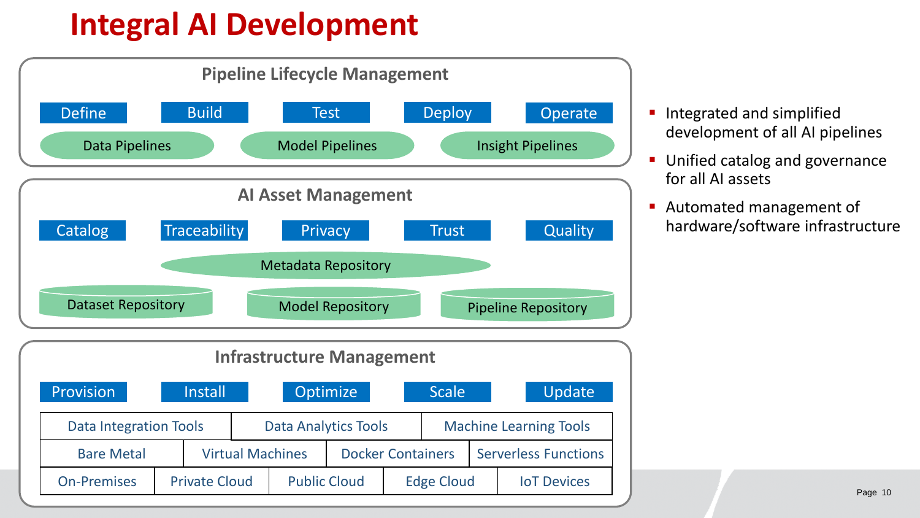# Integral AI Development

## Pipeline Lifecycle Management

Define | Build | Test | Deploy | Operate

Data Pipelines | Model Pipelines | Insight Pipelines

## AI Asset Management

Catalog | Traceability | Privacy | Trust | Quality

Metadata Repository

Dataset Repository | Model Repository | Pipeline Repository

## Infrastructure Management

Provision | Install | Optimize | Scale | Update

| Data Integration Tools | Data Analytics Tools | Machine Learning Tools |
|---|---|---|

| Bare Metal | Virtual Machines | Docker Containers | Serverless Functions |
|---|---|---|---|

| On-Premises | Private Cloud | Public Cloud | Edge Cloud | IoT Devices |
|---|---|---|---|---|

- Integrated and simplified development of all AI pipelines
- Unified catalog and governance for all AI assets
- Automated management of hardware/software infrastructure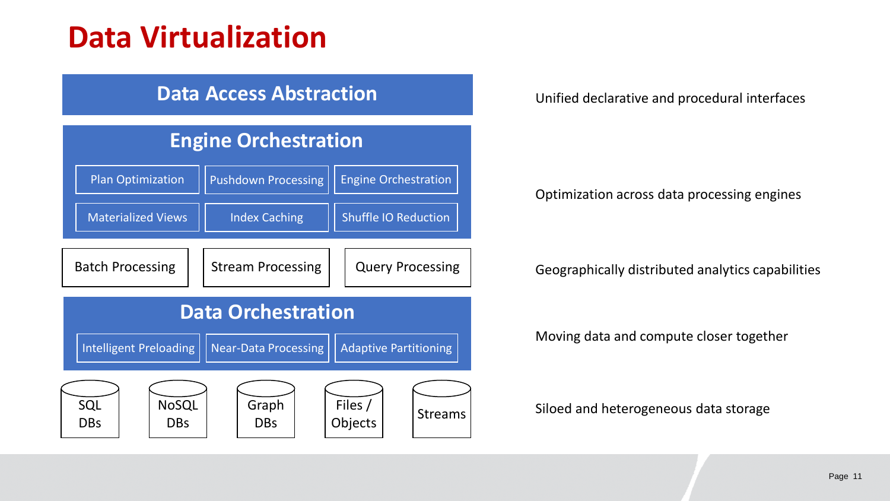# Data Virtualization

## Data Access Abstraction

Unified declarative and procedural interfaces

## Engine Orchestration

- Plan Optimization
- Pushdown Processing
- Engine Orchestration
- Materialized Views
- Index Caching
- Shuffle IO Reduction

Optimization across data processing engines

- Batch Processing
- Stream Processing
- Query Processing

Geographically distributed analytics capabilities

## Data Orchestration

- Intelligent Preloading
- Near-Data Processing
- Adaptive Partitioning

Moving data and compute closer together

- SQL DBs
- NoSQL DBs
- Graph DBs
- Files / Objects
- Streams

Siloed and heterogeneous data storage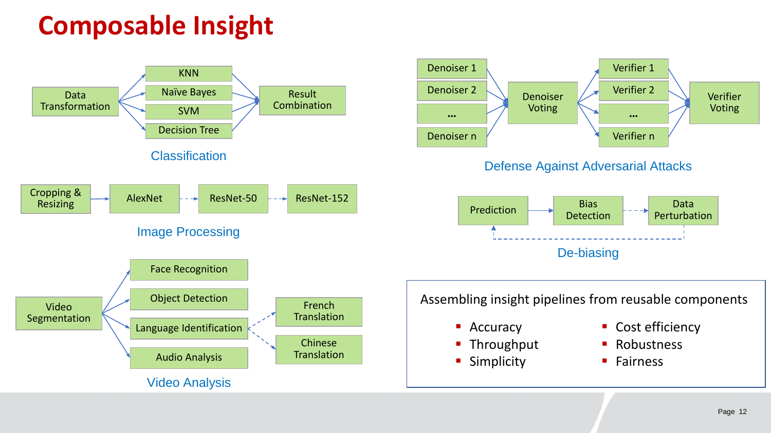# Composable Insight

**Classification**

Data Transformation → KNN / Naïve Bayes / SVM / Decision Tree → Result Combination

**Image Processing**

Cropping & Resizing → AlexNet - - → ResNet-50 - - → ResNet-152

**Video Analysis**

Video Segmentation → Face Recognition / Object Detection / Language Identification / Audio Analysis

Language Identification - - → French Translation / Chinese Translation

**Defense Against Adversarial Attacks**

Denoiser 1 / Denoiser 2 / … / Denoiser n → Denoiser Voting → Verifier 1 / Verifier 2 / … / Verifier n → Verifier Voting

**De-biasing**

Prediction → Bias Detection - - → Data Perturbation - - → Prediction

Assembling insight pipelines from reusable components

- Accuracy
- Throughput
- Simplicity
- Cost efficiency
- Robustness
- Fairness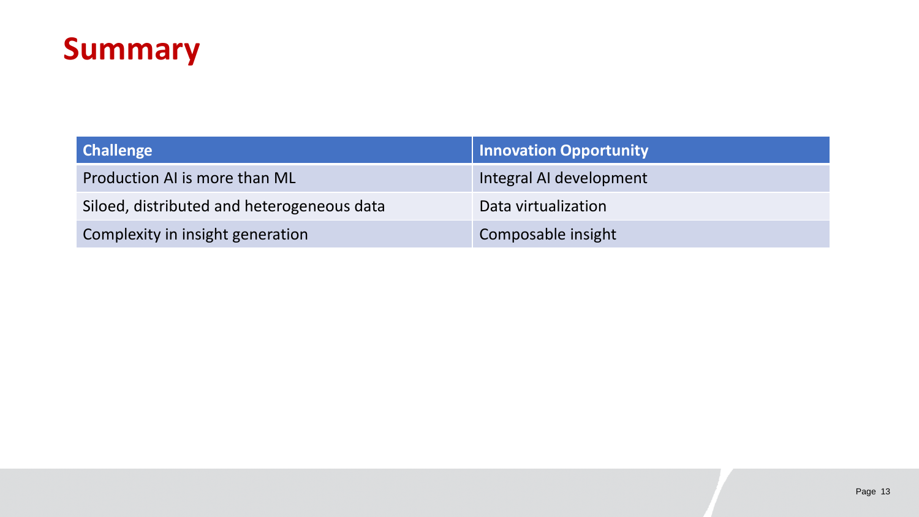# Summary

| Challenge | Innovation Opportunity |
| --- | --- |
| Production AI is more than ML | Integral AI development |
| Siloed, distributed and heterogeneous data | Data virtualization |
| Complexity in insight generation | Composable insight |